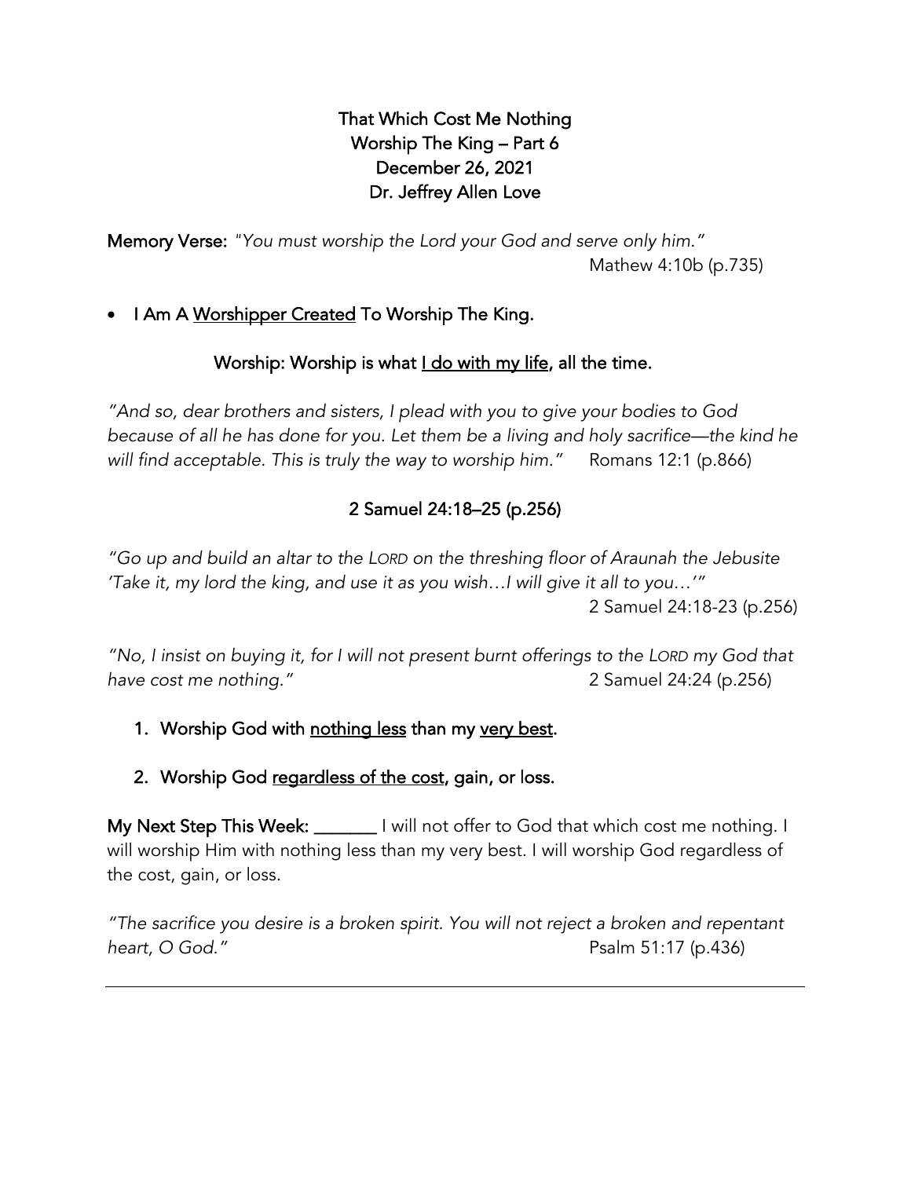**That Which Cost Me Nothing**
**Worship The King – Part 6**
**December 26, 2021**
**Dr. Jeffrey Allen Love**

**Memory Verse:** *"You must worship the Lord your God and serve only him."*
Mathew 4:10b (p.735)

- **I Am A <u>Worshipper Created</u> To Worship The King.**

**Worship: Worship is what <u>I do with my life</u>, all the time.**

*"And so, dear brothers and sisters, I plead with you to give your bodies to God because of all he has done for you. Let them be a living and holy sacrifice—the kind he will find acceptable. This is truly the way to worship him."* Romans 12:1 (p.866)

**2 Samuel 24:18–25 (p.256)**

*"Go up and build an altar to the LORD on the threshing floor of Araunah the Jebusite 'Take it, my lord the king, and use it as you wish…I will give it all to you…'"*
2 Samuel 24:18-23 (p.256)

*"No, I insist on buying it, for I will not present burnt offerings to the LORD my God that have cost me nothing."* 2 Samuel 24:24 (p.256)

1. **Worship God with <u>nothing less</u> than my <u>very best</u>.**
2. **Worship God <u>regardless of the cost</u>, gain, or loss.**

**My Next Step This Week:** _______ I will not offer to God that which cost me nothing. I will worship Him with nothing less than my very best. I will worship God regardless of the cost, gain, or loss.

*"The sacrifice you desire is a broken spirit. You will not reject a broken and repentant heart, O God."* Psalm 51:17 (p.436)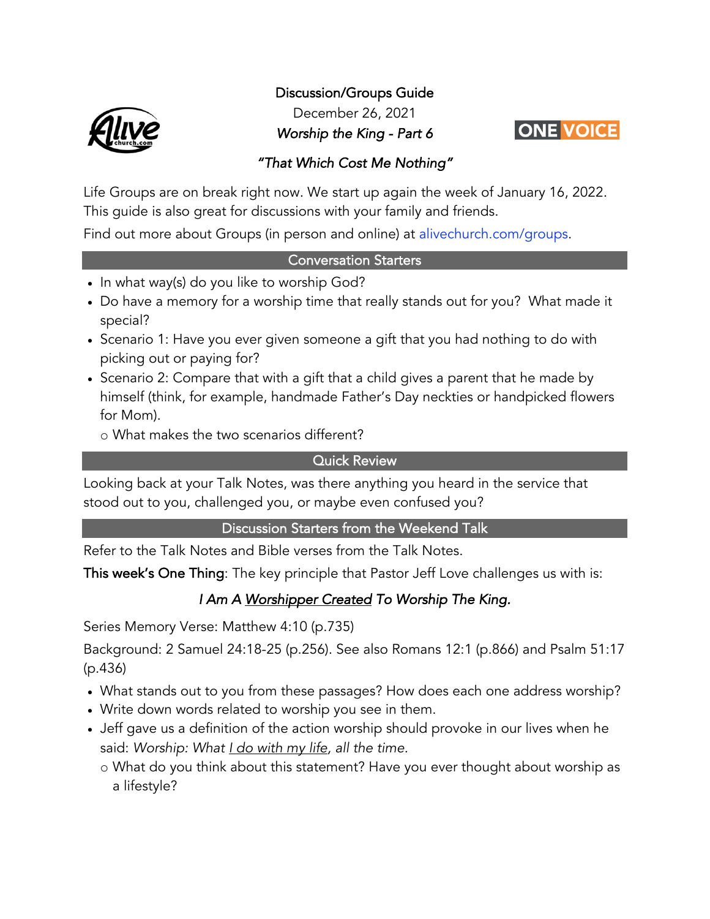# Discussion/Groups Guide

December 26, 2021

*Worship the King - Part 6*

ONE VOICE

## *"That Which Cost Me Nothing"*

Life Groups are on break right now. We start up again the week of January 16, 2022. This guide is also great for discussions with your family and friends.

Find out more about Groups (in person and online) at alivechurch.com/groups.

## Conversation Starters

- In what way(s) do you like to worship God?
- Do have a memory for a worship time that really stands out for you? What made it special?
- Scenario 1: Have you ever given someone a gift that you had nothing to do with picking out or paying for?
- Scenario 2: Compare that with a gift that a child gives a parent that he made by himself (think, for example, handmade Father's Day neckties or handpicked flowers for Mom).
  - What makes the two scenarios different?

## Quick Review

Looking back at your Talk Notes, was there anything you heard in the service that stood out to you, challenged you, or maybe even confused you?

## Discussion Starters from the Weekend Talk

Refer to the Talk Notes and Bible verses from the Talk Notes.

**This week's One Thing**: The key principle that Pastor Jeff Love challenges us with is:

*I Am A Worshipper Created To Worship The King.*

Series Memory Verse: Matthew 4:10 (p.735)

Background: 2 Samuel 24:18-25 (p.256). See also Romans 12:1 (p.866) and Psalm 51:17 (p.436)

- What stands out to you from these passages? How does each one address worship?
- Write down words related to worship you see in them.
- Jeff gave us a definition of the action worship should provoke in our lives when he said: *Worship: What I do with my life, all the time.*
  - What do you think about this statement? Have you ever thought about worship as a lifestyle?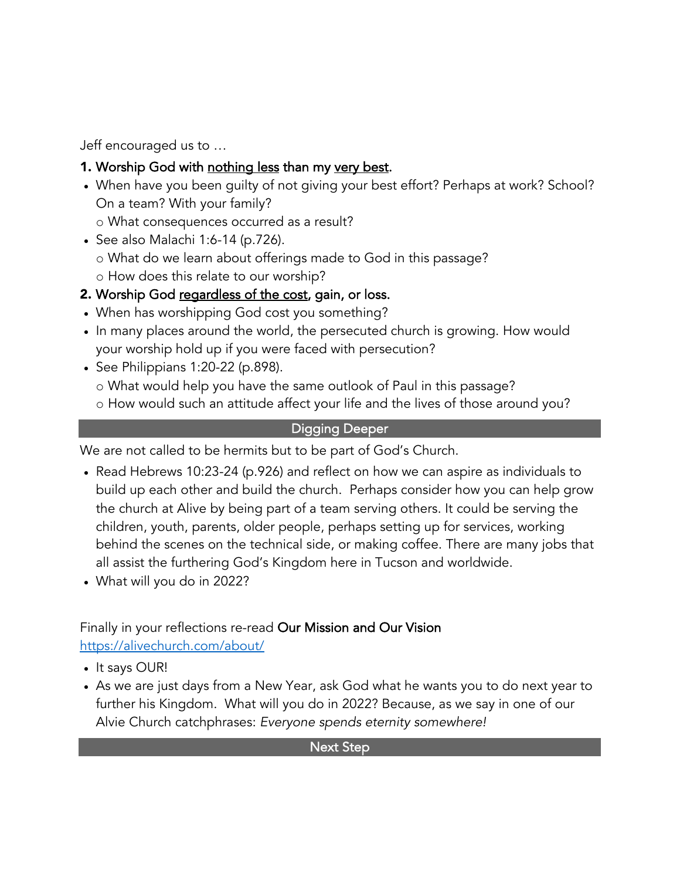Jeff encouraged us to …

**1. Worship God with <u>nothing less</u> than my <u>very best</u>.**

- When have you been guilty of not giving your best effort? Perhaps at work? School? On a team? With your family?
  - What consequences occurred as a result?
- See also Malachi 1:6-14 (p.726).
  - What do we learn about offerings made to God in this passage?
  - How does this relate to our worship?

**2. Worship God <u>regardless of the cost</u>, gain, or loss.**

- When has worshipping God cost you something?
- In many places around the world, the persecuted church is growing. How would your worship hold up if you were faced with persecution?
- See Philippians 1:20-22 (p.898).
  - What would help you have the same outlook of Paul in this passage?
  - How would such an attitude affect your life and the lives of those around you?

## Digging Deeper

We are not called to be hermits but to be part of God's Church.

- Read Hebrews 10:23-24 (p.926) and reflect on how we can aspire as individuals to build up each other and build the church. Perhaps consider how you can help grow the church at Alive by being part of a team serving others. It could be serving the children, youth, parents, older people, perhaps setting up for services, working behind the scenes on the technical side, or making coffee. There are many jobs that all assist the furthering God's Kingdom here in Tucson and worldwide.
- What will you do in 2022?

Finally in your reflections re-read **Our Mission and Our Vision**
[https://alivechurch.com/about/](https://alivechurch.com/about/)

- It says OUR!
- As we are just days from a New Year, ask God what he wants you to do next year to further his Kingdom. What will you do in 2022? Because, as we say in one of our Alvie Church catchphrases: *Everyone spends eternity somewhere!*

## Next Step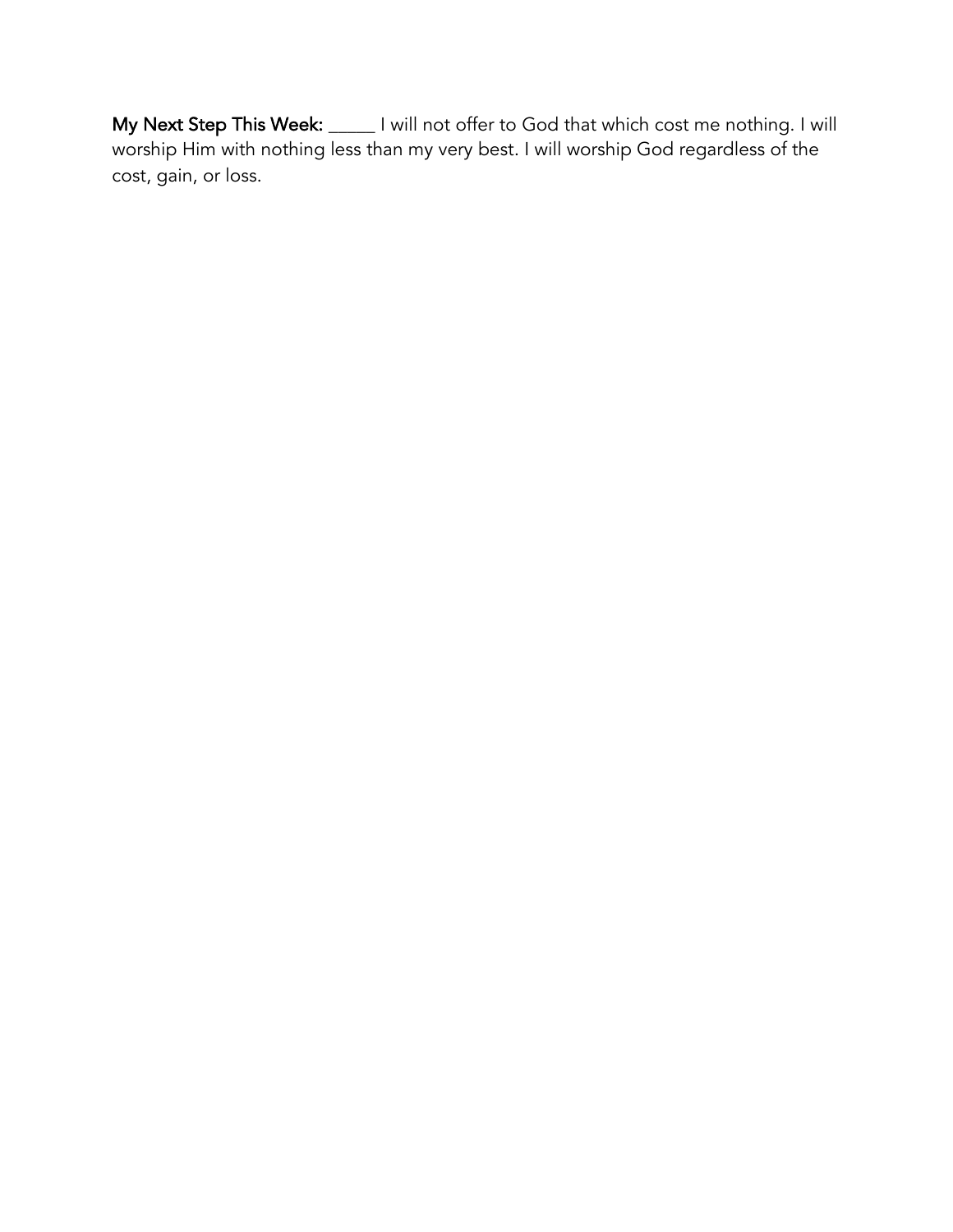**My Next Step This Week:** _____ I will not offer to God that which cost me nothing. I will worship Him with nothing less than my very best. I will worship God regardless of the cost, gain, or loss.